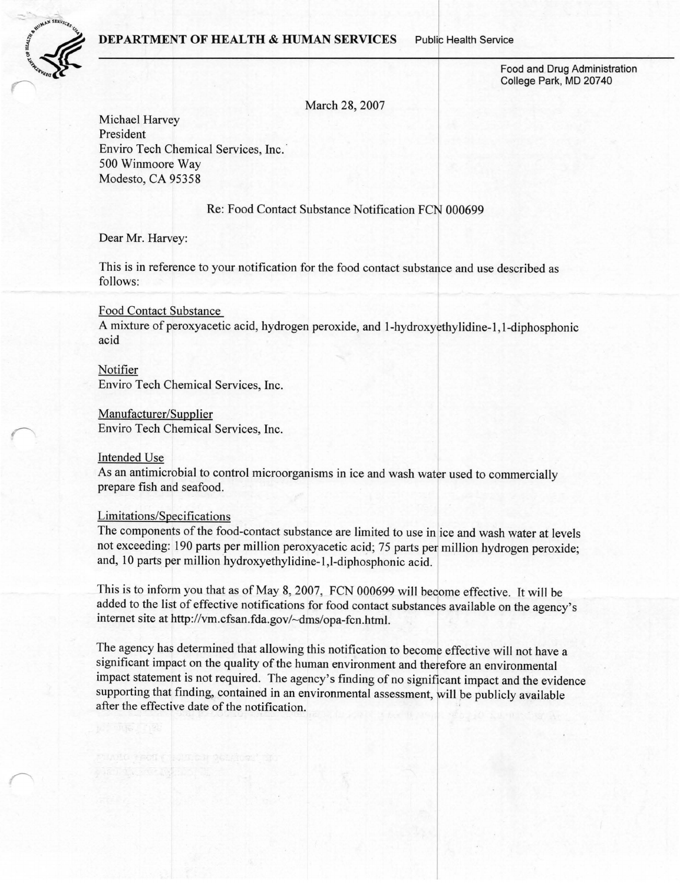**DEPARTMENT OF HEALTH & HUMAN SERVICES** Public Health Service

Food and Drug Administration
College Park, MD 20740

March 28, 2007

Michael Harvey
President
Enviro Tech Chemical Services, Inc.
500 Winmoore Way
Modesto, CA 95358

Re: Food Contact Substance Notification FCN 000699

Dear Mr. Harvey:

This is in reference to your notification for the food contact substance and use described as follows:

Food Contact Substance
A mixture of peroxyacetic acid, hydrogen peroxide, and 1-hydroxyethylidine-1,1-diphosphonic acid

Notifier
Enviro Tech Chemical Services, Inc.

Manufacturer/Supplier
Enviro Tech Chemical Services, Inc.

Intended Use
As an antimicrobial to control microorganisms in ice and wash water used to commercially prepare fish and seafood.

Limitations/Specifications
The components of the food-contact substance are limited to use in ice and wash water at levels not exceeding: 190 parts per million peroxyacetic acid; 75 parts per million hydrogen peroxide; and, 10 parts per million hydroxyethylidine-1,l-diphosphonic acid.

This is to inform you that as of May 8, 2007, FCN 000699 will become effective. It will be added to the list of effective notifications for food contact substances available on the agency's internet site at http://vm.cfsan.fda.gov/~dms/opa-fcn.html.

The agency has determined that allowing this notification to become effective will not have a significant impact on the quality of the human environment and therefore an environmental impact statement is not required. The agency's finding of no significant impact and the evidence supporting that finding, contained in an environmental assessment, will be publicly available after the effective date of the notification.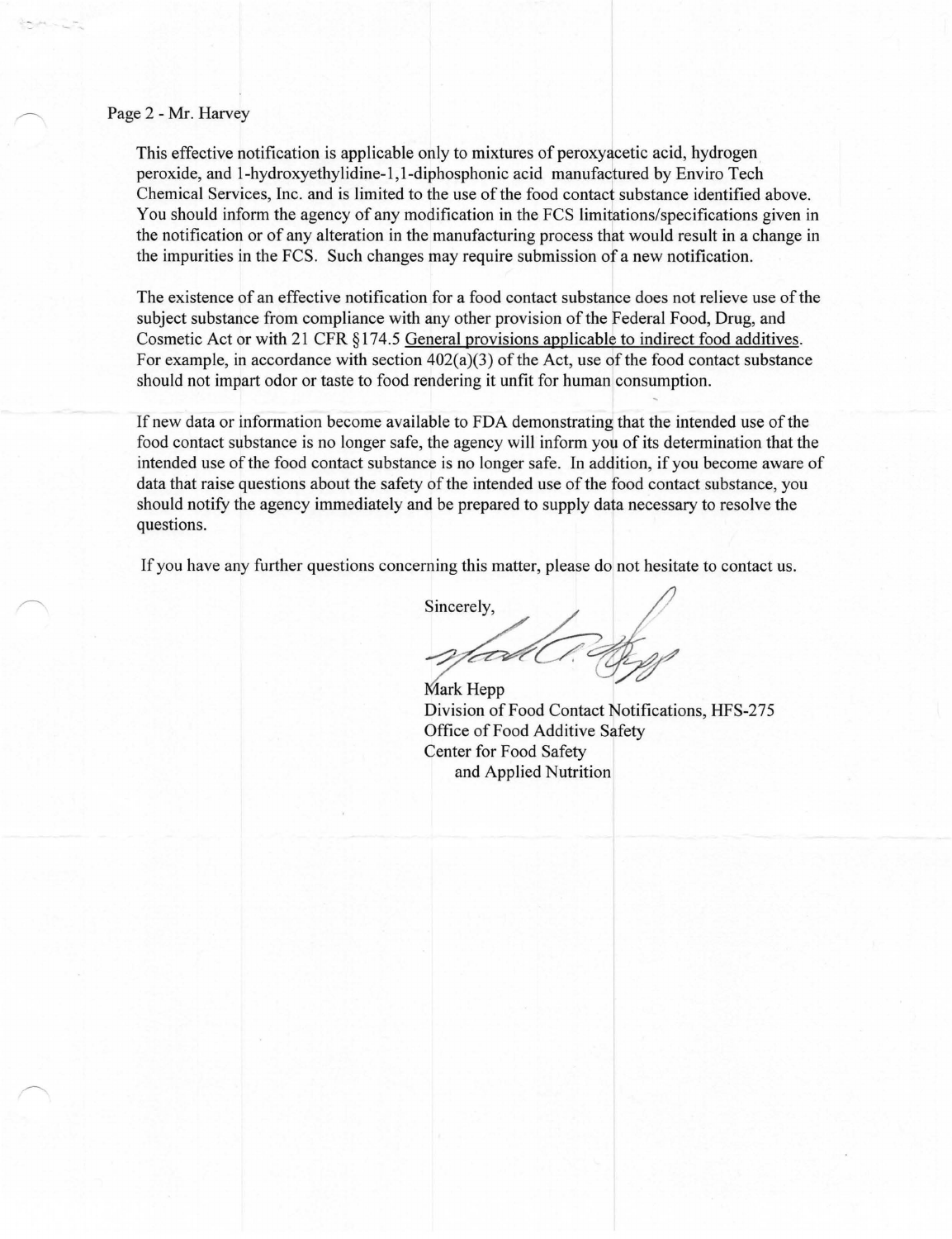Page 2 - Mr. Harvey

This effective notification is applicable only to mixtures of peroxyacetic acid, hydrogen peroxide, and 1-hydroxyethylidine-1,1-diphosphonic acid manufactured by Enviro Tech Chemical Services, Inc. and is limited to the use of the food contact substance identified above. You should inform the agency of any modification in the FCS limitations/specifications given in the notification or of any alteration in the manufacturing process that would result in a change in the impurities in the FCS. Such changes may require submission of a new notification.

The existence of an effective notification for a food contact substance does not relieve use of the subject substance from compliance with any other provision of the Federal Food, Drug, and Cosmetic Act or with 21 CFR §174.5 General provisions applicable to indirect food additives. For example, in accordance with section 402(a)(3) of the Act, use of the food contact substance should not impart odor or taste to food rendering it unfit for human consumption.

If new data or information become available to FDA demonstrating that the intended use of the food contact substance is no longer safe, the agency will inform you of its determination that the intended use of the food contact substance is no longer safe. In addition, if you become aware of data that raise questions about the safety of the intended use of the food contact substance, you should notify the agency immediately and be prepared to supply data necessary to resolve the questions.

If you have any further questions concerning this matter, please do not hesitate to contact us.

Sincerely,

Mark Hepp
Division of Food Contact Notifications, HFS-275
Office of Food Additive Safety
Center for Food Safety
and Applied Nutrition